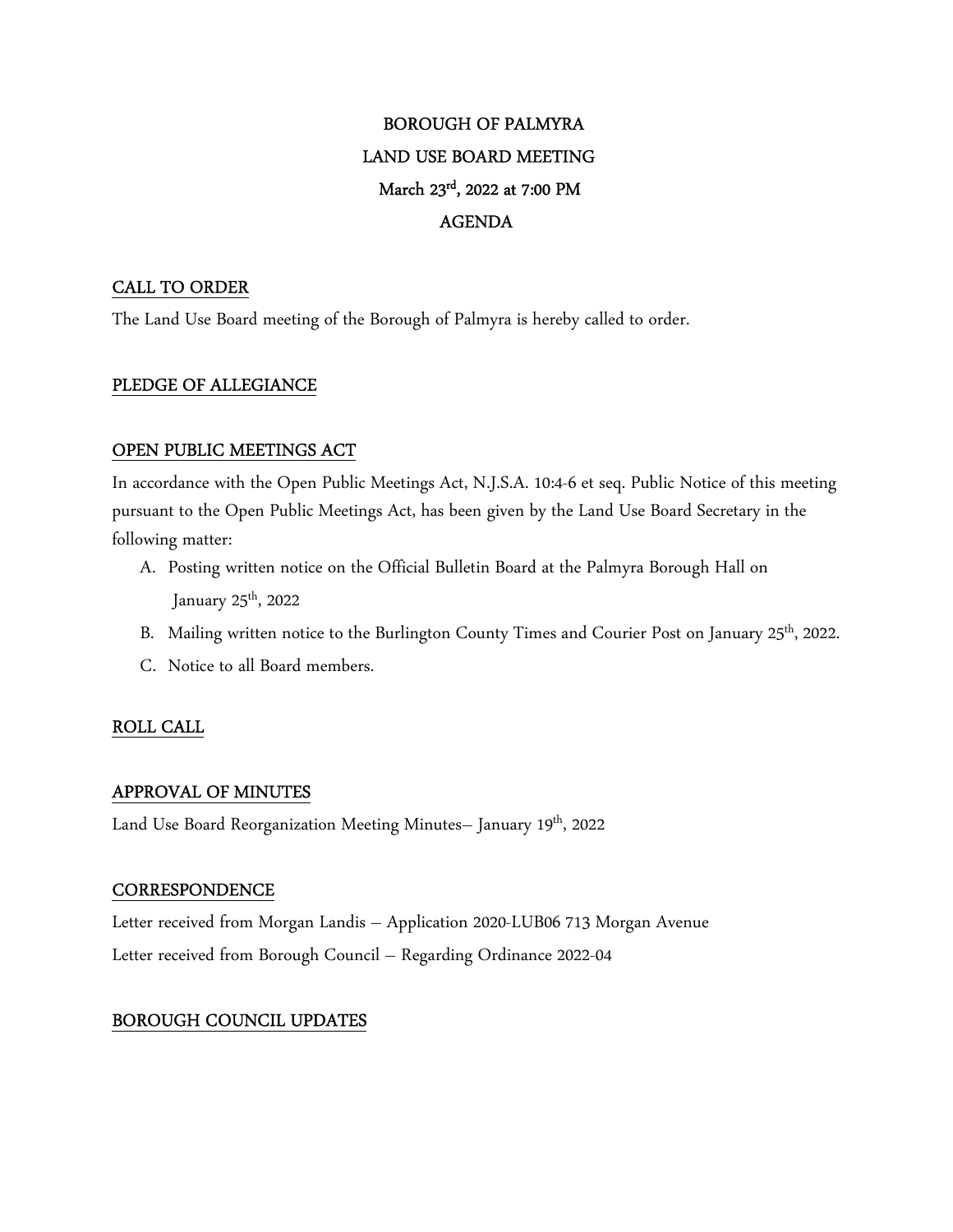# BOROUGH OF PALMYRA
# LAND USE BOARD MEETING
# March 23rd, 2022 at 7:00 PM
# AGENDA

## CALL TO ORDER

The Land Use Board meeting of the Borough of Palmyra is hereby called to order.

## PLEDGE OF ALLEGIANCE

## OPEN PUBLIC MEETINGS ACT

In accordance with the Open Public Meetings Act, N.J.S.A. 10:4-6 et seq. Public Notice of this meeting pursuant to the Open Public Meetings Act, has been given by the Land Use Board Secretary in the following matter:

A. Posting written notice on the Official Bulletin Board at the Palmyra Borough Hall on January 25th, 2022
B. Mailing written notice to the Burlington County Times and Courier Post on January 25th, 2022.
C. Notice to all Board members.

## ROLL CALL

## APPROVAL OF MINUTES

Land Use Board Reorganization Meeting Minutes– January 19th, 2022

## CORRESPONDENCE

Letter received from Morgan Landis – Application 2020-LUB06 713 Morgan Avenue

Letter received from Borough Council – Regarding Ordinance 2022-04

## BOROUGH COUNCIL UPDATES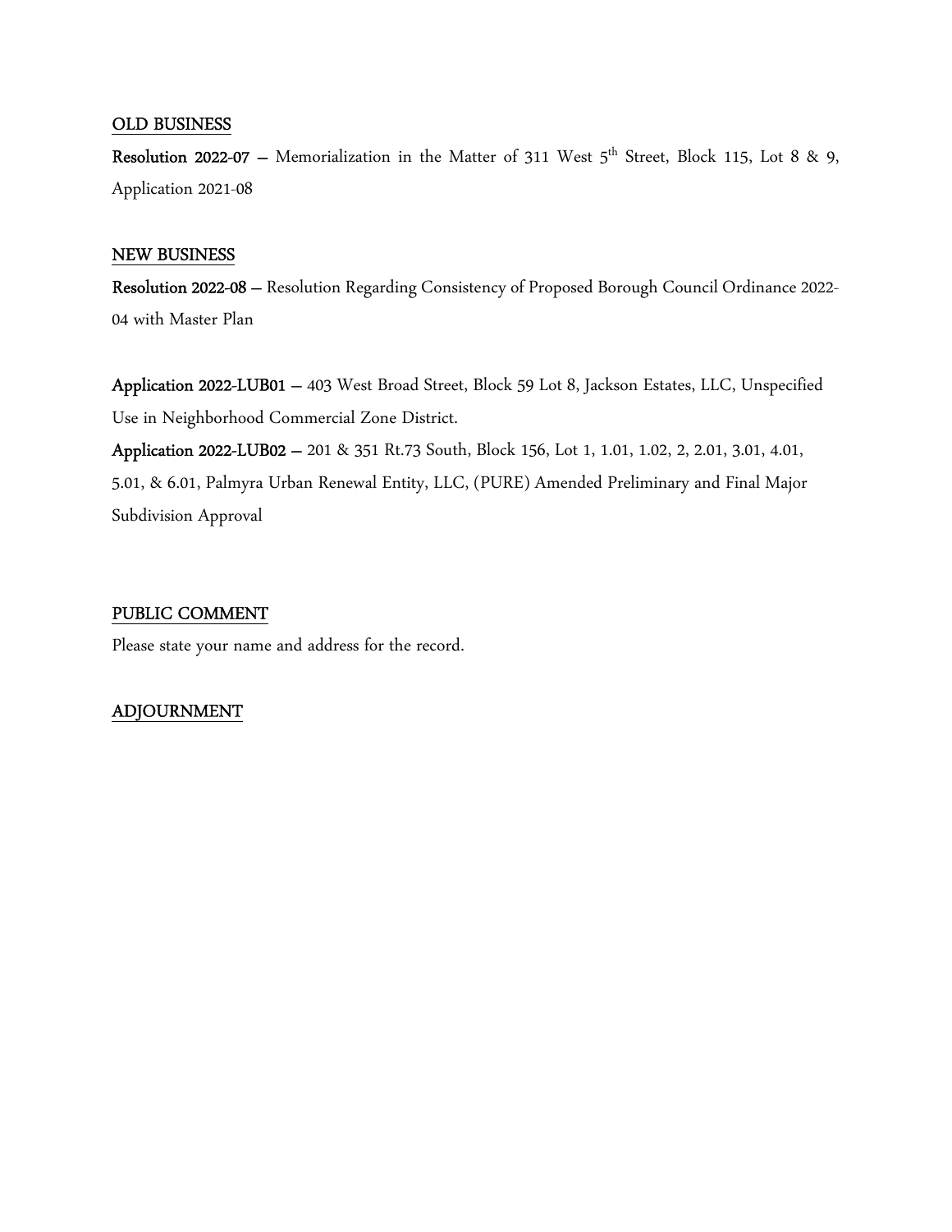## OLD BUSINESS

**Resolution 2022-07** – Memorialization in the Matter of 311 West 5th Street, Block 115, Lot 8 & 9, Application 2021-08

## NEW BUSINESS

**Resolution 2022-08** – Resolution Regarding Consistency of Proposed Borough Council Ordinance 2022-04 with Master Plan

**Application 2022-LUB01** – 403 West Broad Street, Block 59 Lot 8, Jackson Estates, LLC, Unspecified Use in Neighborhood Commercial Zone District.

**Application 2022-LUB02** – 201 & 351 Rt.73 South, Block 156, Lot 1, 1.01, 1.02, 2, 2.01, 3.01, 4.01, 5.01, & 6.01, Palmyra Urban Renewal Entity, LLC, (PURE) Amended Preliminary and Final Major Subdivision Approval

## PUBLIC COMMENT

Please state your name and address for the record.

## ADJOURNMENT